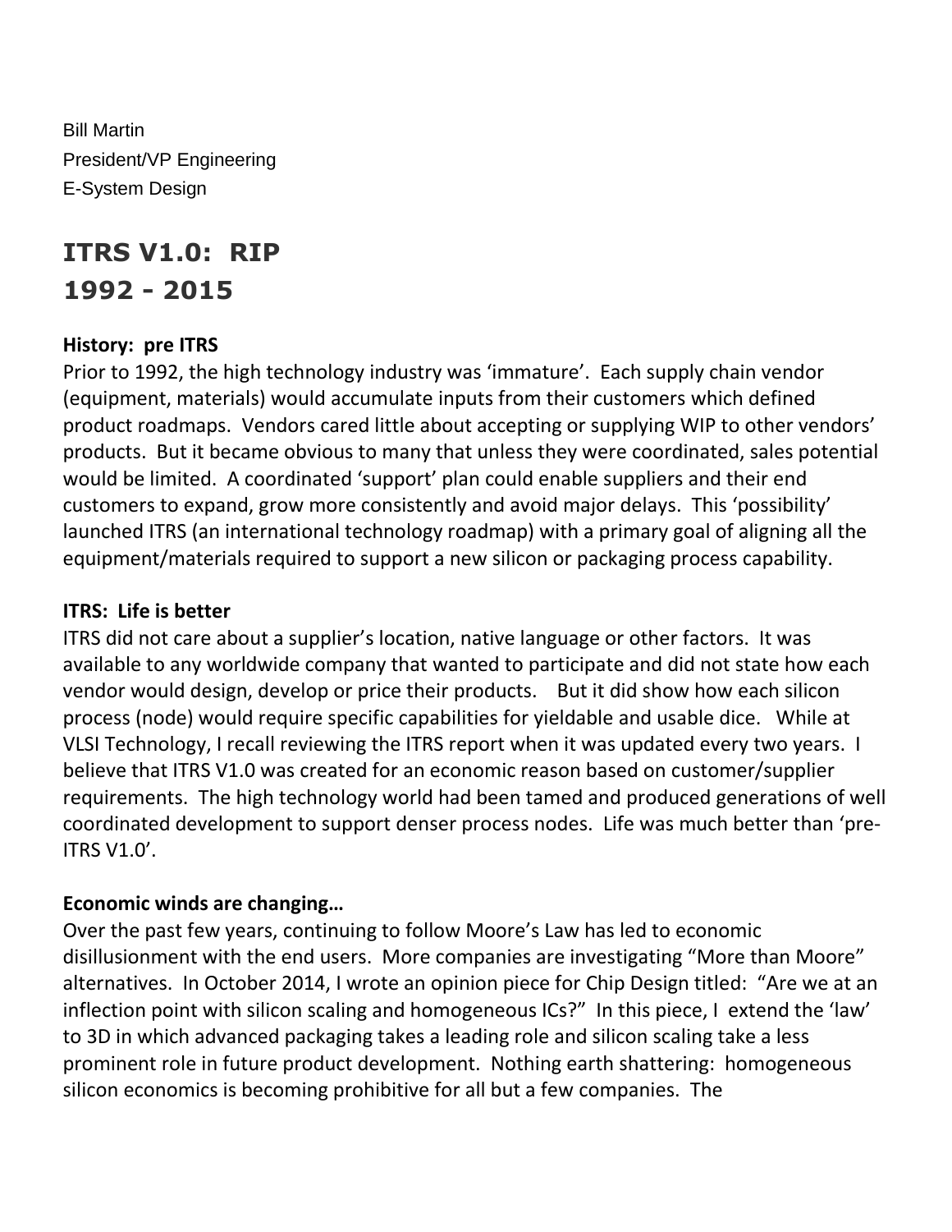Bill Martin
President/VP Engineering
E-System Design

# ITRS V1.0: RIP
# 1992 - 2015

**History: pre ITRS**

Prior to 1992, the high technology industry was 'immature'. Each supply chain vendor (equipment, materials) would accumulate inputs from their customers which defined product roadmaps. Vendors cared little about accepting or supplying WIP to other vendors' products. But it became obvious to many that unless they were coordinated, sales potential would be limited. A coordinated 'support' plan could enable suppliers and their end customers to expand, grow more consistently and avoid major delays. This 'possibility' launched ITRS (an international technology roadmap) with a primary goal of aligning all the equipment/materials required to support a new silicon or packaging process capability.

**ITRS: Life is better**

ITRS did not care about a supplier's location, native language or other factors. It was available to any worldwide company that wanted to participate and did not state how each vendor would design, develop or price their products. But it did show how each silicon process (node) would require specific capabilities for yieldable and usable dice. While at VLSI Technology, I recall reviewing the ITRS report when it was updated every two years. I believe that ITRS V1.0 was created for an economic reason based on customer/supplier requirements. The high technology world had been tamed and produced generations of well coordinated development to support denser process nodes. Life was much better than 'pre-ITRS V1.0'.

**Economic winds are changing…**

Over the past few years, continuing to follow Moore's Law has led to economic disillusionment with the end users. More companies are investigating "More than Moore" alternatives. In October 2014, I wrote an opinion piece for Chip Design titled: "Are we at an inflection point with silicon scaling and homogeneous ICs?" In this piece, I extend the 'law' to 3D in which advanced packaging takes a leading role and silicon scaling take a less prominent role in future product development. Nothing earth shattering: homogeneous silicon economics is becoming prohibitive for all but a few companies. The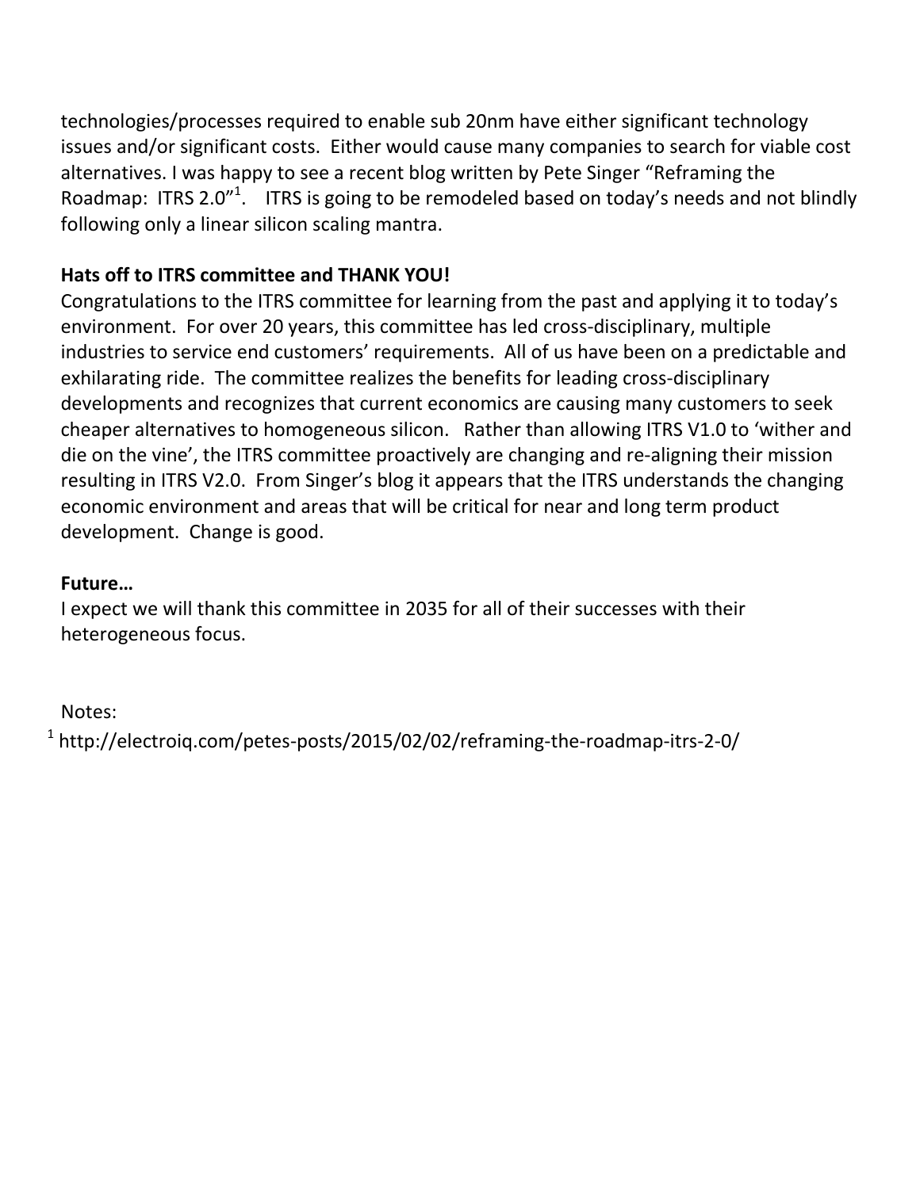technologies/processes required to enable sub 20nm have either significant technology issues and/or significant costs. Either would cause many companies to search for viable cost alternatives. I was happy to see a recent blog written by Pete Singer "Reframing the Roadmap: ITRS 2.0"[1]. ITRS is going to be remodeled based on today's needs and not blindly following only a linear silicon scaling mantra.

**Hats off to ITRS committee and THANK YOU!**

Congratulations to the ITRS committee for learning from the past and applying it to today's environment. For over 20 years, this committee has led cross-disciplinary, multiple industries to service end customers' requirements. All of us have been on a predictable and exhilarating ride. The committee realizes the benefits for leading cross-disciplinary developments and recognizes that current economics are causing many customers to seek cheaper alternatives to homogeneous silicon. Rather than allowing ITRS V1.0 to 'wither and die on the vine', the ITRS committee proactively are changing and re-aligning their mission resulting in ITRS V2.0. From Singer's blog it appears that the ITRS understands the changing economic environment and areas that will be critical for near and long term product development. Change is good.

**Future…**

I expect we will thank this committee in 2035 for all of their successes with their heterogeneous focus.

Notes:

[1] http://electroiq.com/petes-posts/2015/02/02/reframing-the-roadmap-itrs-2-0/